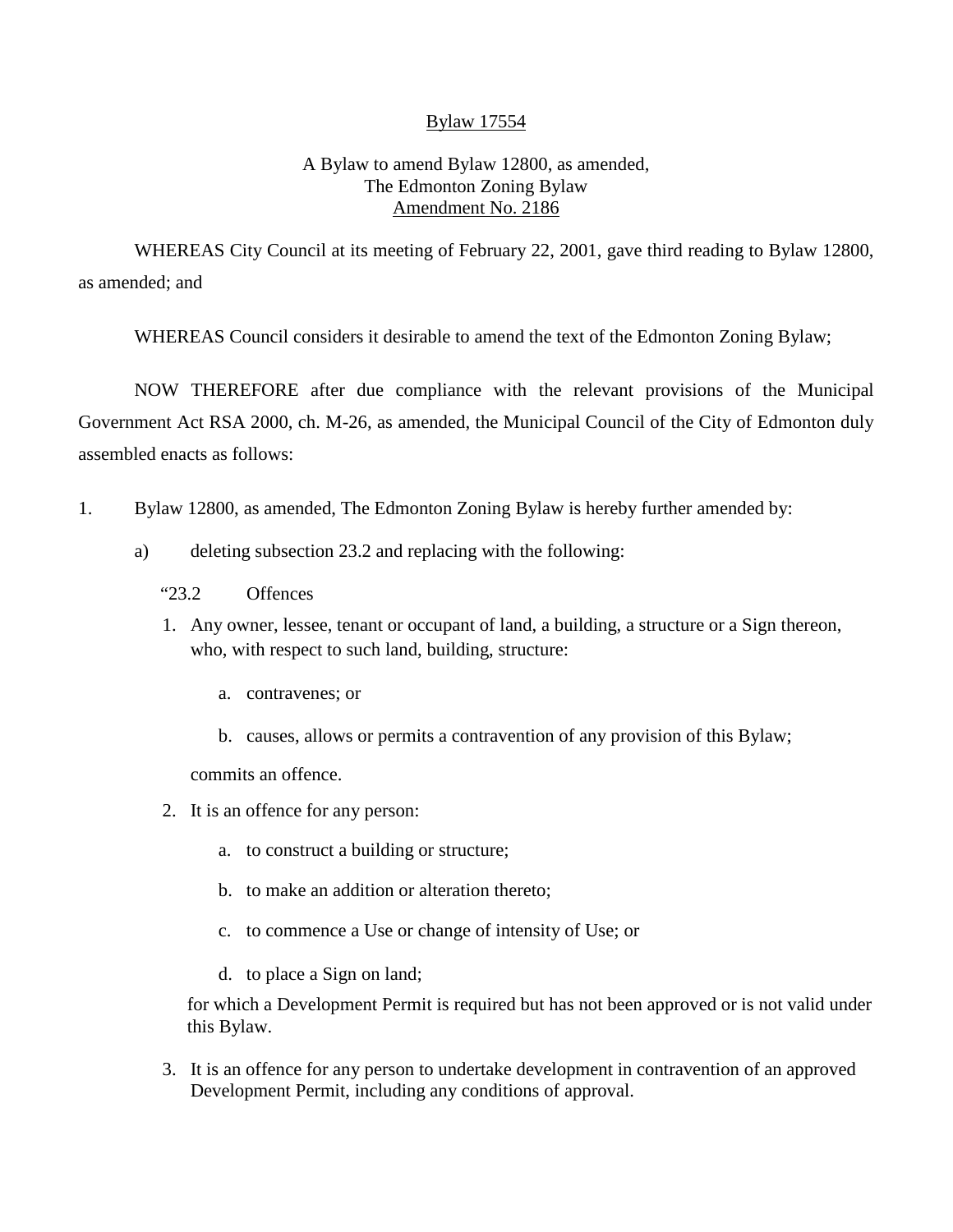Bylaw 17554

A Bylaw to amend Bylaw 12800, as amended,
The Edmonton Zoning Bylaw
Amendment No. 2186

WHEREAS City Council at its meeting of February 22, 2001, gave third reading to Bylaw 12800, as amended; and

WHEREAS Council considers it desirable to amend the text of the Edmonton Zoning Bylaw;

NOW THEREFORE after due compliance with the relevant provisions of the Municipal Government Act RSA 2000, ch. M-26, as amended, the Municipal Council of the City of Edmonton duly assembled enacts as follows:

1. Bylaw 12800, as amended, The Edmonton Zoning Bylaw is hereby further amended by:

   a) deleting subsection 23.2 and replacing with the following:

      "23.2 Offences

      1. Any owner, lessee, tenant or occupant of land, a building, a structure or a Sign thereon, who, with respect to such land, building, structure:

         a. contravenes; or

         b. causes, allows or permits a contravention of any provision of this Bylaw;

         commits an offence.

      2. It is an offence for any person:

         a. to construct a building or structure;

         b. to make an addition or alteration thereto;

         c. to commence a Use or change of intensity of Use; or

         d. to place a Sign on land;

         for which a Development Permit is required but has not been approved or is not valid under this Bylaw.

      3. It is an offence for any person to undertake development in contravention of an approved Development Permit, including any conditions of approval.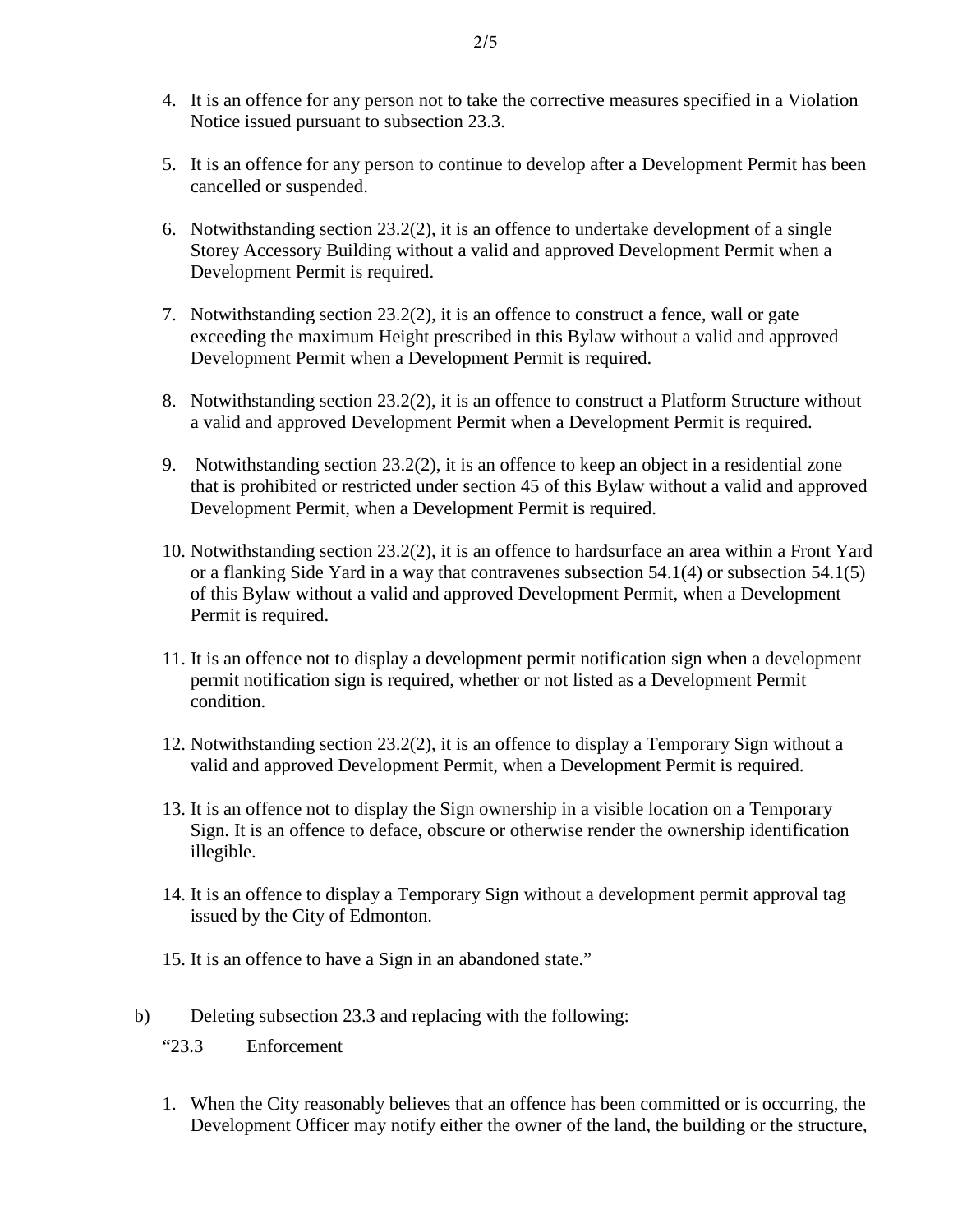4. It is an offence for any person not to take the corrective measures specified in a Violation Notice issued pursuant to subsection 23.3.

5. It is an offence for any person to continue to develop after a Development Permit has been cancelled or suspended.

6. Notwithstanding section 23.2(2), it is an offence to undertake development of a single Storey Accessory Building without a valid and approved Development Permit when a Development Permit is required.

7. Notwithstanding section 23.2(2), it is an offence to construct a fence, wall or gate exceeding the maximum Height prescribed in this Bylaw without a valid and approved Development Permit when a Development Permit is required.

8. Notwithstanding section 23.2(2), it is an offence to construct a Platform Structure without a valid and approved Development Permit when a Development Permit is required.

9. Notwithstanding section 23.2(2), it is an offence to keep an object in a residential zone that is prohibited or restricted under section 45 of this Bylaw without a valid and approved Development Permit, when a Development Permit is required.

10. Notwithstanding section 23.2(2), it is an offence to hardsurface an area within a Front Yard or a flanking Side Yard in a way that contravenes subsection 54.1(4) or subsection 54.1(5) of this Bylaw without a valid and approved Development Permit, when a Development Permit is required.

11. It is an offence not to display a development permit notification sign when a development permit notification sign is required, whether or not listed as a Development Permit condition.

12. Notwithstanding section 23.2(2), it is an offence to display a Temporary Sign without a valid and approved Development Permit, when a Development Permit is required.

13. It is an offence not to display the Sign ownership in a visible location on a Temporary Sign. It is an offence to deface, obscure or otherwise render the ownership identification illegible.

14. It is an offence to display a Temporary Sign without a development permit approval tag issued by the City of Edmonton.

15. It is an offence to have a Sign in an abandoned state."

b) Deleting subsection 23.3 and replacing with the following:

"23.3 Enforcement

1. When the City reasonably believes that an offence has been committed or is occurring, the Development Officer may notify either the owner of the land, the building or the structure,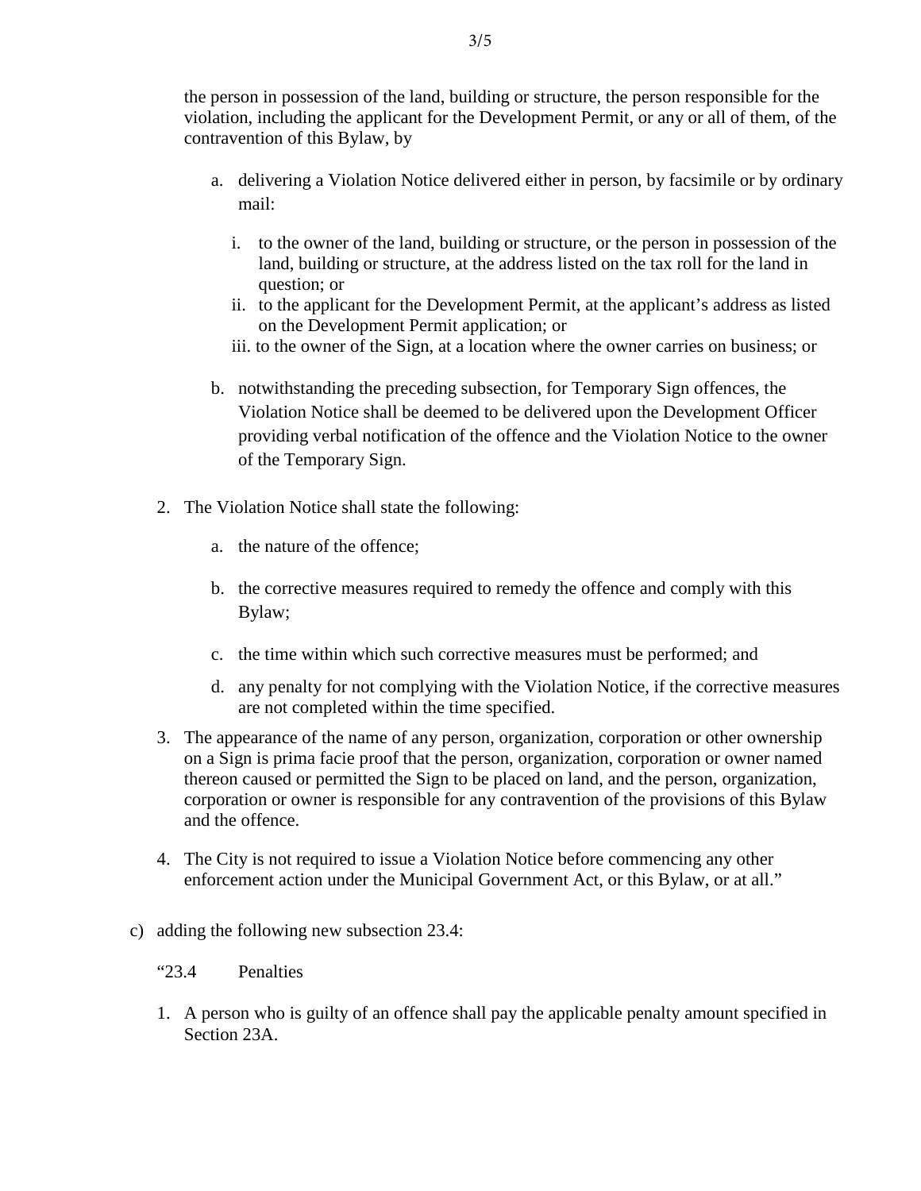the person in possession of the land, building or structure, the person responsible for the violation, including the applicant for the Development Permit, or any or all of them, of the contravention of this Bylaw, by

a. delivering a Violation Notice delivered either in person, by facsimile or by ordinary mail:

   i. to the owner of the land, building or structure, or the person in possession of the land, building or structure, at the address listed on the tax roll for the land in question; or
   ii. to the applicant for the Development Permit, at the applicant's address as listed on the Development Permit application; or
   iii. to the owner of the Sign, at a location where the owner carries on business; or

b. notwithstanding the preceding subsection, for Temporary Sign offences, the Violation Notice shall be deemed to be delivered upon the Development Officer providing verbal notification of the offence and the Violation Notice to the owner of the Temporary Sign.

2. The Violation Notice shall state the following:

   a. the nature of the offence;

   b. the corrective measures required to remedy the offence and comply with this Bylaw;

   c. the time within which such corrective measures must be performed; and

   d. any penalty for not complying with the Violation Notice, if the corrective measures are not completed within the time specified.

3. The appearance of the name of any person, organization, corporation or other ownership on a Sign is prima facie proof that the person, organization, corporation or owner named thereon caused or permitted the Sign to be placed on land, and the person, organization, corporation or owner is responsible for any contravention of the provisions of this Bylaw and the offence.

4. The City is not required to issue a Violation Notice before commencing any other enforcement action under the Municipal Government Act, or this Bylaw, or at all."

c) adding the following new subsection 23.4:

"23.4 Penalties

1. A person who is guilty of an offence shall pay the applicable penalty amount specified in Section 23A.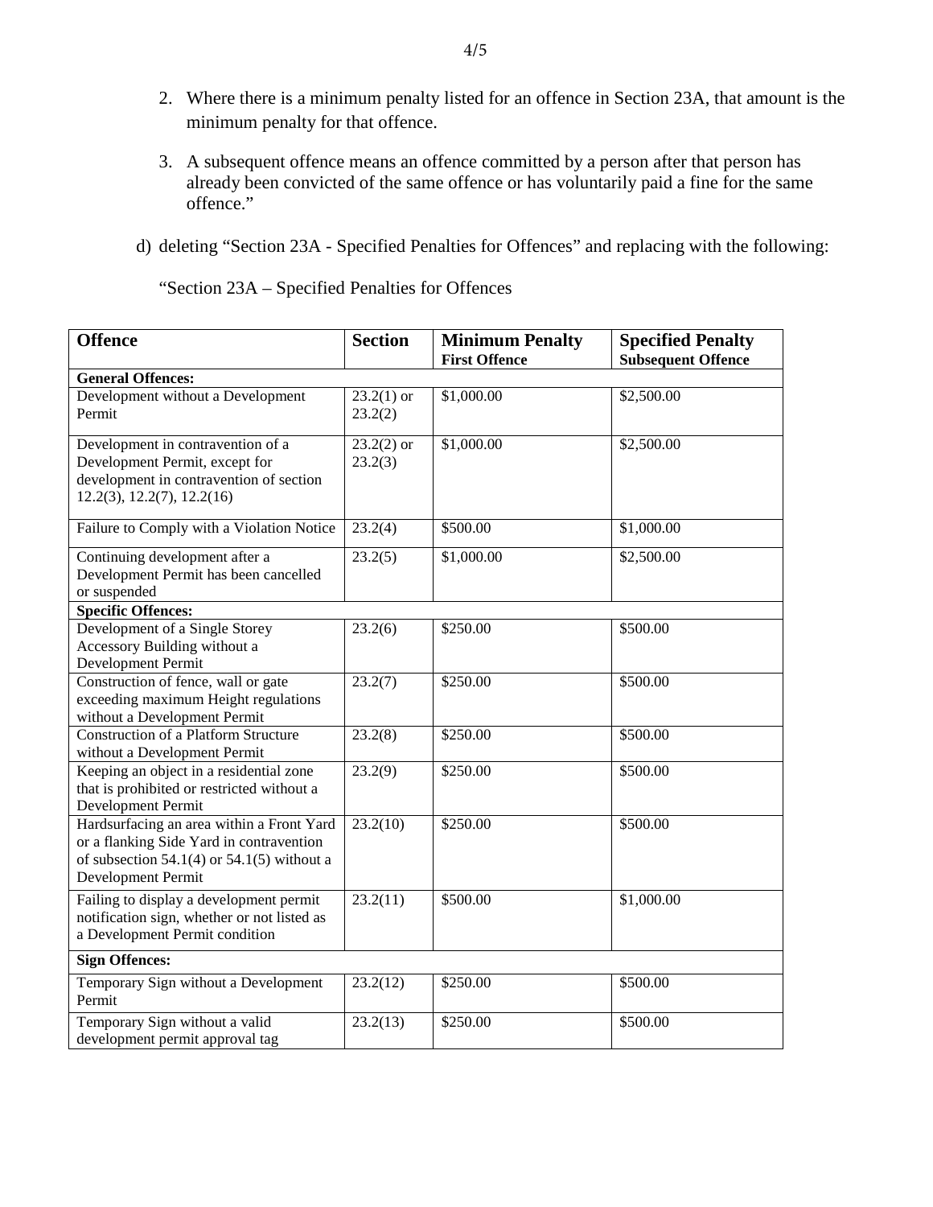2. Where there is a minimum penalty listed for an offence in Section 23A, that amount is the minimum penalty for that offence.

3. A subsequent offence means an offence committed by a person after that person has already been convicted of the same offence or has voluntarily paid a fine for the same offence."

d) deleting "Section 23A - Specified Penalties for Offences" and replacing with the following:

"Section 23A – Specified Penalties for Offences

| Offence | Section | Minimum Penalty<br>First Offence | Specified Penalty<br>Subsequent Offence |
|---|---|---|---|
| **General Offences:** | | | |
| Development without a Development Permit | 23.2(1) or 23.2(2) | $1,000.00 | $2,500.00 |
| Development in contravention of a Development Permit, except for development in contravention of section 12.2(3), 12.2(7), 12.2(16) | 23.2(2) or 23.2(3) | $1,000.00 | $2,500.00 |
| Failure to Comply with a Violation Notice | 23.2(4) | $500.00 | $1,000.00 |
| Continuing development after a Development Permit has been cancelled or suspended | 23.2(5) | $1,000.00 | $2,500.00 |
| **Specific Offences:** | | | |
| Development of a Single Storey Accessory Building without a Development Permit | 23.2(6) | $250.00 | $500.00 |
| Construction of fence, wall or gate exceeding maximum Height regulations without a Development Permit | 23.2(7) | $250.00 | $500.00 |
| Construction of a Platform Structure without a Development Permit | 23.2(8) | $250.00 | $500.00 |
| Keeping an object in a residential zone that is prohibited or restricted without a Development Permit | 23.2(9) | $250.00 | $500.00 |
| Hardsurfacing an area within a Front Yard or a flanking Side Yard in contravention of subsection 54.1(4) or 54.1(5) without a Development Permit | 23.2(10) | $250.00 | $500.00 |
| Failing to display a development permit notification sign, whether or not listed as a Development Permit condition | 23.2(11) | $500.00 | $1,000.00 |
| **Sign Offences:** | | | |
| Temporary Sign without a Development Permit | 23.2(12) | $250.00 | $500.00 |
| Temporary Sign without a valid development permit approval tag | 23.2(13) | $250.00 | $500.00 |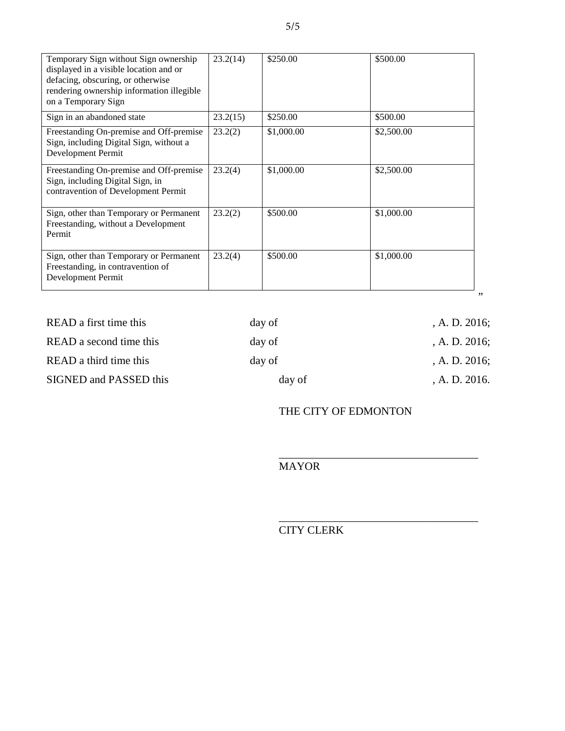| | | | |
|---|---|---|---|
| Temporary Sign without Sign ownership displayed in a visible location and or defacing, obscuring, or otherwise rendering ownership information illegible on a Temporary Sign | 23.2(14) | $250.00 | $500.00 |
| Sign in an abandoned state | 23.2(15) | $250.00 | $500.00 |
| Freestanding On-premise and Off-premise Sign, including Digital Sign, without a Development Permit | 23.2(2) | $1,000.00 | $2,500.00 |
| Freestanding On-premise and Off-premise Sign, including Digital Sign, in contravention of Development Permit | 23.2(4) | $1,000.00 | $2,500.00 |
| Sign, other than Temporary or Permanent Freestanding, without a Development Permit | 23.2(2) | $500.00 | $1,000.00 |
| Sign, other than Temporary or Permanent Freestanding, in contravention of Development Permit | 23.2(4) | $500.00 | $1,000.00 |

"

READ a first time this day of , A. D. 2016;

READ a second time this day of , A. D. 2016;

READ a third time this day of , A. D. 2016;

SIGNED and PASSED this day of , A. D. 2016.

THE CITY OF EDMONTON

___________________________________

MAYOR

___________________________________

CITY CLERK